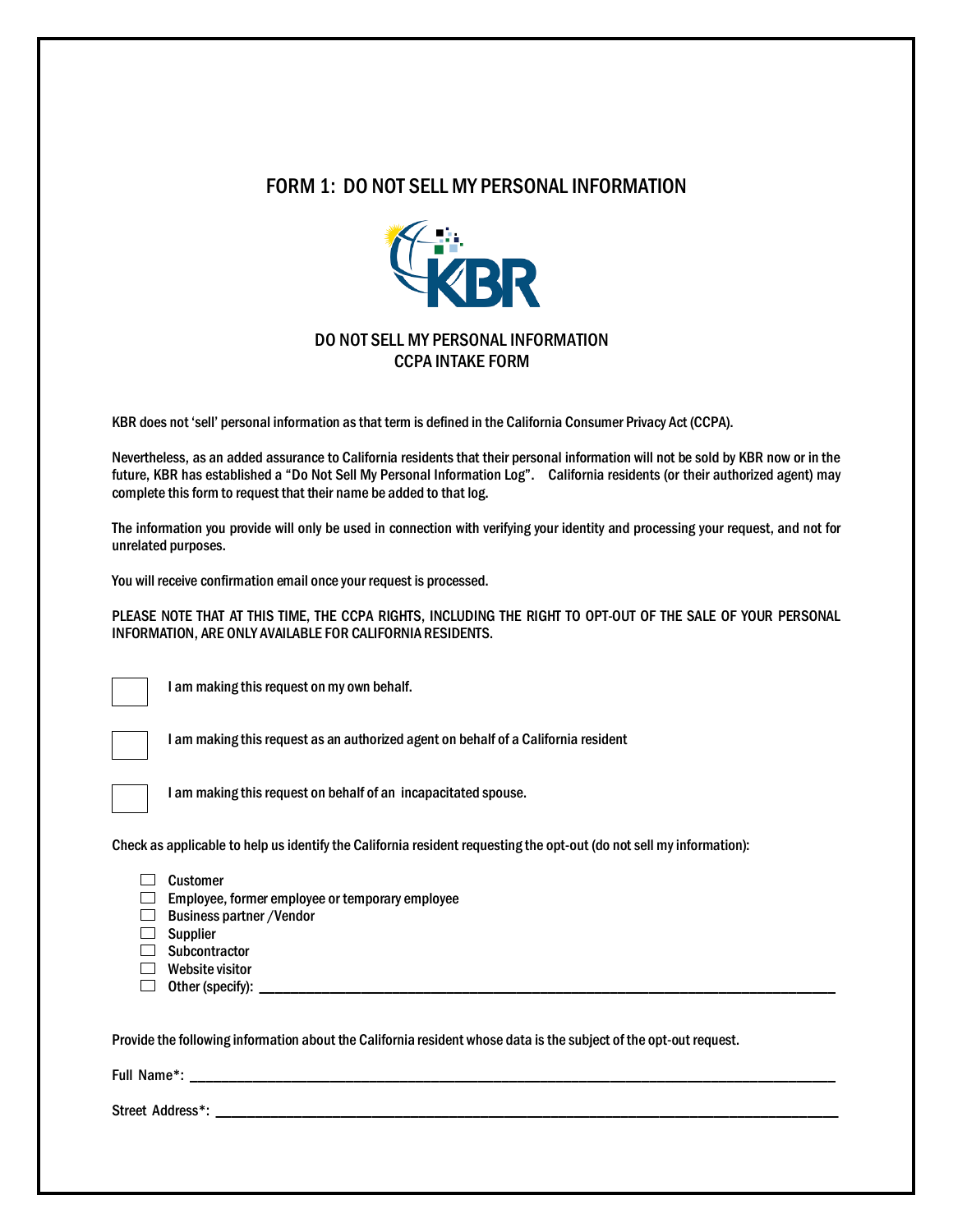# FORM 1: DO NOT SELL MY PERSONAL INFORMATION

## DO NOT SELL MY PERSONAL INFORMATION
## CCPA INTAKE FORM

KBR does not 'sell' personal information as that term is defined in the California Consumer Privacy Act (CCPA).

Nevertheless, as an added assurance to California residents that their personal information will not be sold by KBR now or in the future, KBR has established a "Do Not Sell My Personal Information Log". California residents (or their authorized agent) may complete this form to request that their name be added to that log.

The information you provide will only be used in connection with verifying your identity and processing your request, and not for unrelated purposes.

You will receive confirmation email once your request is processed.

PLEASE NOTE THAT AT THIS TIME, THE CCPA RIGHTS, INCLUDING THE RIGHT TO OPT-OUT OF THE SALE OF YOUR PERSONAL INFORMATION, ARE ONLY AVAILABLE FOR CALIFORNIA RESIDENTS.

☐ I am making this request on my own behalf.

☐ I am making this request as an authorized agent on behalf of a California resident

☐ I am making this request on behalf of an incapacitated spouse.

Check as applicable to help us identify the California resident requesting the opt-out (do not sell my information):

- ☐ Customer
- ☐ Employee, former employee or temporary employee
- ☐ Business partner /Vendor
- ☐ Supplier
- ☐ Subcontractor
- ☐ Website visitor
- ☐ Other (specify): ______________________________

Provide the following information about the California resident whose data is the subject of the opt-out request.

Full Name*: ______________________________

Street Address*: ______________________________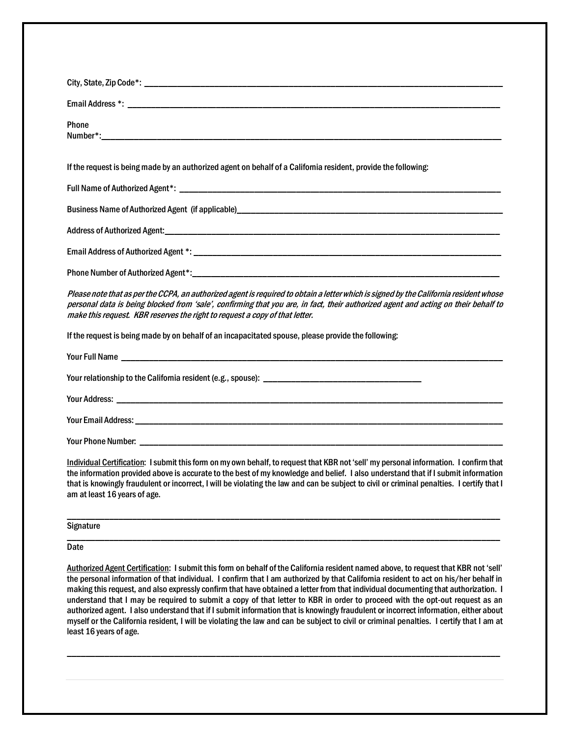City, State, Zip Code*: ______________________________________________________________________________

Email Address *: ______________________________________________________________________________

Phone Number*:______________________________________________________________________________

If the request is being made by an authorized agent on behalf of a California resident, provide the following:

Full Name of Authorized Agent*: ______________________________________________________________________________

Business Name of Authorized Agent (if applicable)______________________________________________________________________________

Address of Authorized Agent:______________________________________________________________________________

Email Address of Authorized Agent *: ______________________________________________________________________________

Phone Number of Authorized Agent*:______________________________________________________________________________

*Please note that as per the CCPA, an authorized agent is required to obtain a letter which is signed by the California resident whose personal data is being blocked from 'sale', confirming that you are, in fact, their authorized agent and acting on their behalf to make this request. KBR reserves the right to request a copy of that letter.*

If the request is being made by on behalf of an incapacitated spouse, please provide the following:

Your Full Name ______________________________________________________________________________

Your relationship to the California resident (e.g., spouse): ______________________________________

Your Address: ______________________________________________________________________________

Your Email Address: ______________________________________________________________________________

Your Phone Number: ______________________________________________________________________________

<u>Individual Certification</u>: I submit this form on my own behalf, to request that KBR not 'sell' my personal information. I confirm that the information provided above is accurate to the best of my knowledge and belief. I also understand that if I submit information that is knowingly fraudulent or incorrect, I will be violating the law and can be subject to civil or criminal penalties. I certify that I am at least 16 years of age.

______________________________________________________________________________

Signature

______________________________________________________________________________

Date

<u>Authorized Agent Certification</u>: I submit this form on behalf of the California resident named above, to request that KBR not 'sell' the personal information of that individual. I confirm that I am authorized by that California resident to act on his/her behalf in making this request, and also expressly confirm that have obtained a letter from that individual documenting that authorization. I understand that I may be required to submit a copy of that letter to KBR in order to proceed with the opt-out request as an authorized agent. I also understand that if I submit information that is knowingly fraudulent or incorrect information, either about myself or the California resident, I will be violating the law and can be subject to civil or criminal penalties. I certify that I am at least 16 years of age.

______________________________________________________________________________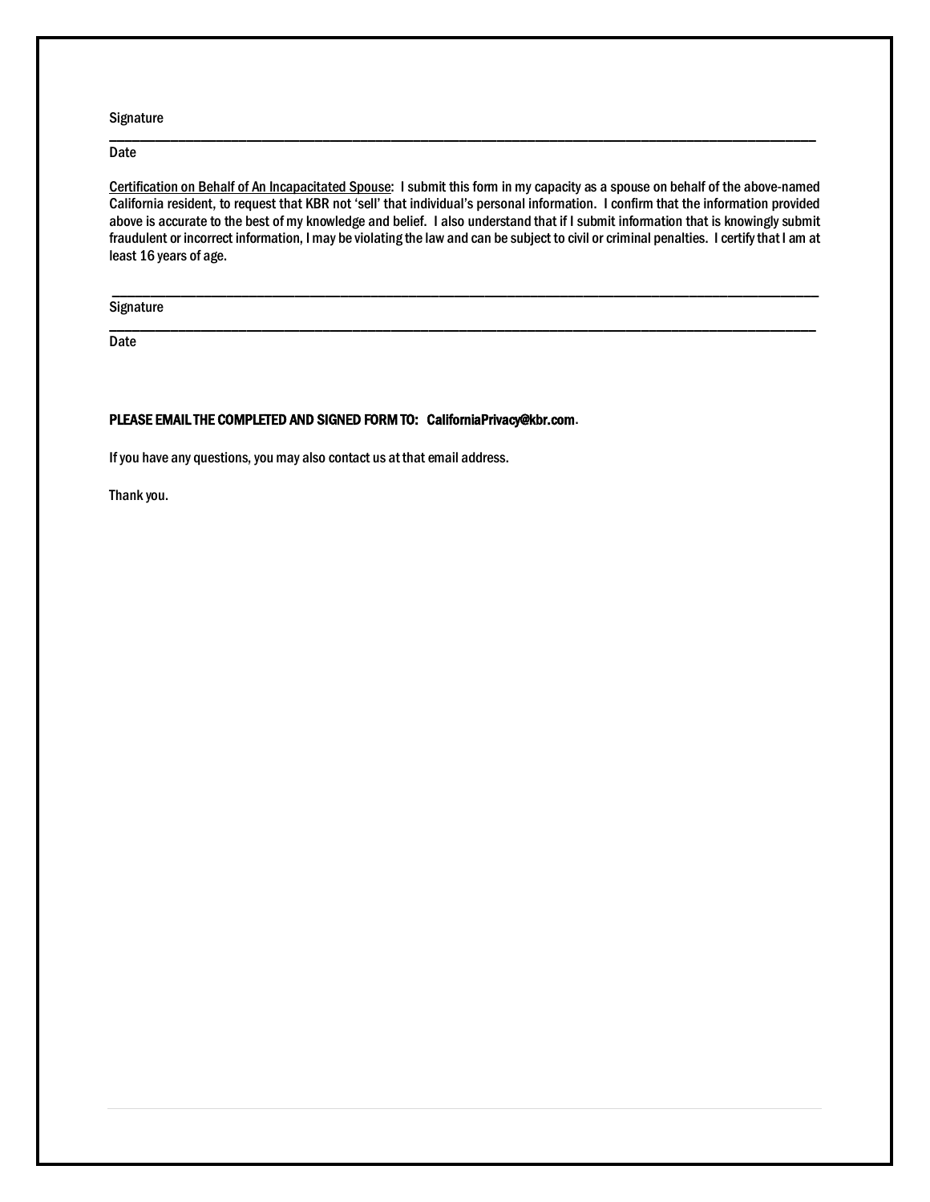Signature

\_\_\_\_\_\_\_\_\_\_\_\_\_\_\_\_\_\_\_\_\_\_\_\_\_\_\_\_\_\_\_\_\_\_\_\_\_\_\_\_\_\_\_\_\_\_\_\_\_\_\_\_\_\_\_\_\_\_\_\_\_\_\_\_\_\_\_\_\_\_\_\_\_\_

Date

<u>Certification on Behalf of An Incapacitated Spouse</u>: I submit this form in my capacity as a spouse on behalf of the above-named California resident, to request that KBR not 'sell' that individual's personal information. I confirm that the information provided above is accurate to the best of my knowledge and belief. I also understand that if I submit information that is knowingly submit fraudulent or incorrect information, I may be violating the law and can be subject to civil or criminal penalties. I certify that I am at least 16 years of age.

\_\_\_\_\_\_\_\_\_\_\_\_\_\_\_\_\_\_\_\_\_\_\_\_\_\_\_\_\_\_\_\_\_\_\_\_\_\_\_\_\_\_\_\_\_\_\_\_\_\_\_\_\_\_\_\_\_\_\_\_\_\_\_\_\_\_\_\_\_\_\_\_\_\_

Signature

\_\_\_\_\_\_\_\_\_\_\_\_\_\_\_\_\_\_\_\_\_\_\_\_\_\_\_\_\_\_\_\_\_\_\_\_\_\_\_\_\_\_\_\_\_\_\_\_\_\_\_\_\_\_\_\_\_\_\_\_\_\_\_\_\_\_\_\_\_\_\_\_\_\_

Date

**PLEASE EMAIL THE COMPLETED AND SIGNED FORM TO: CaliforniaPrivacy@kbr.com**.

If you have any questions, you may also contact us at that email address.

Thank you.